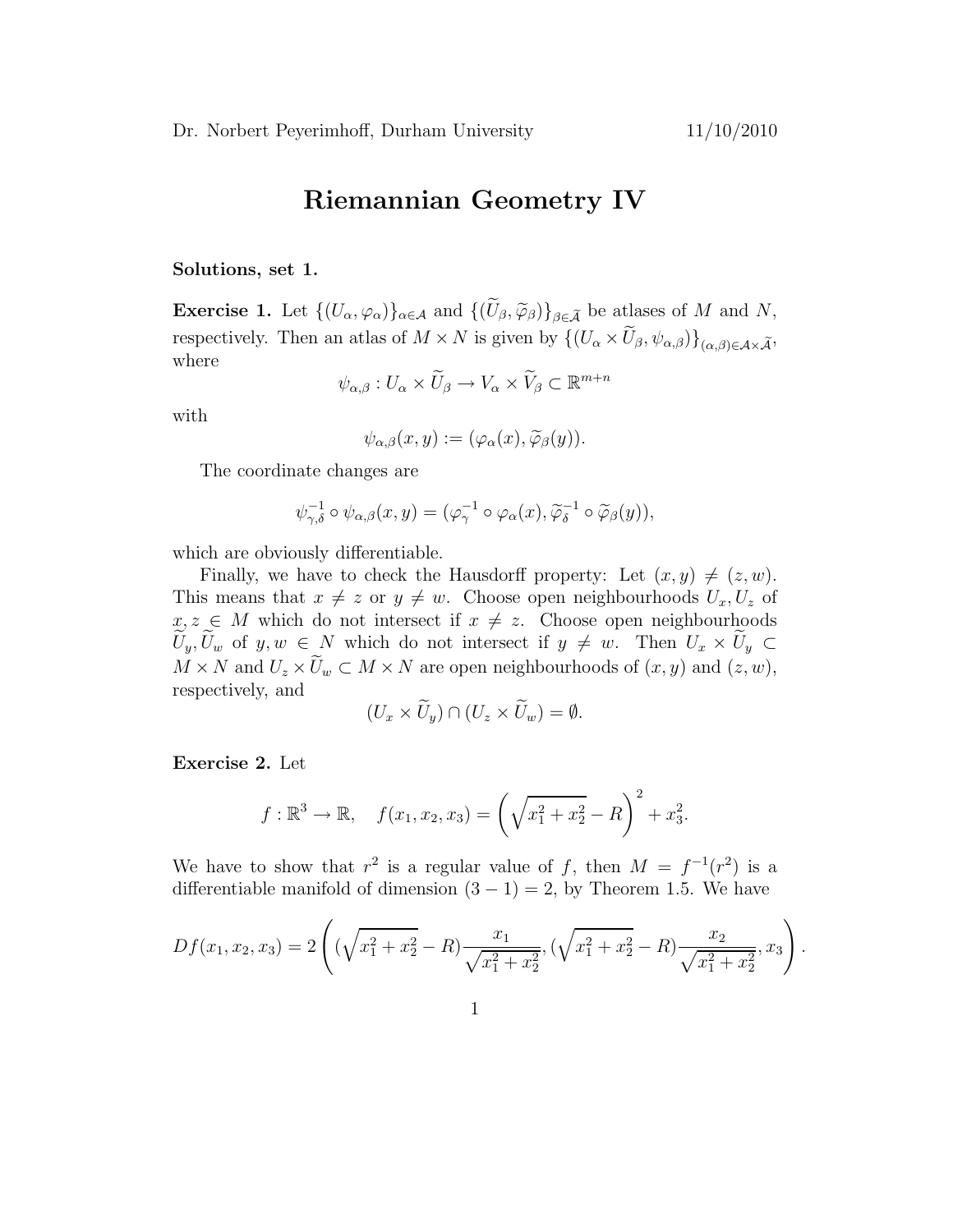Dr. Norbert Peyerimhoff, Durham University 11/10/2010

# Riemannian Geometry IV

**Solutions, set 1.**

**Exercise 1.** Let $\{(U_\alpha, \varphi_\alpha)\}_{\alpha \in \mathcal{A}}$ and $\{(\widetilde{U}_\beta, \widetilde{\varphi}_\beta)\}_{\beta \in \widetilde{\mathcal{A}}}$ be atlases of $M$ and $N$, respectively. Then an atlas of $M \times N$ is given by $\{(U_\alpha \times \widetilde{U}_\beta, \psi_{\alpha,\beta})\}_{(\alpha,\beta) \in \mathcal{A} \times \widetilde{\mathcal{A}}}$, where

$$\psi_{\alpha,\beta} : U_\alpha \times \widetilde{U}_\beta \to V_\alpha \times \widetilde{V}_\beta \subset \mathbb{R}^{m+n}$$

with

$$\psi_{\alpha,\beta}(x,y) := (\varphi_\alpha(x), \widetilde{\varphi}_\beta(y)).$$

The coordinate changes are

$$\psi_{\gamma,\delta}^{-1} \circ \psi_{\alpha,\beta}(x,y) = (\varphi_\gamma^{-1} \circ \varphi_\alpha(x), \widetilde{\varphi}_\delta^{-1} \circ \widetilde{\varphi}_\beta(y)),$$

which are obviously differentiable.

Finally, we have to check the Hausdorff property: Let $(x,y) \neq (z,w)$. This means that $x \neq z$ or $y \neq w$. Choose open neighbourhoods $U_x, U_z$ of $x, z \in M$ which do not intersect if $x \neq z$. Choose open neighbourhoods $\widetilde{U}_y, \widetilde{U}_w$ of $y, w \in N$ which do not intersect if $y \neq w$. Then $U_x \times \widetilde{U}_y \subset M \times N$ and $U_z \times \widetilde{U}_w \subset M \times N$ are open neighbourhoods of $(x,y)$ and $(z,w)$, respectively, and

$$(U_x \times \widetilde{U}_y) \cap (U_z \times \widetilde{U}_w) = \emptyset.$$

**Exercise 2.** Let

$$f : \mathbb{R}^3 \to \mathbb{R}, \quad f(x_1, x_2, x_3) = \left( \sqrt{x_1^2 + x_2^2} - R \right)^2 + x_3^2.$$

We have to show that $r^2$ is a regular value of $f$, then $M = f^{-1}(r^2)$ is a differentiable manifold of dimension $(3-1) = 2$, by Theorem 1.5. We have

$$Df(x_1, x_2, x_3) = 2 \left( (\sqrt{x_1^2 + x_2^2} - R) \frac{x_1}{\sqrt{x_1^2 + x_2^2}}, (\sqrt{x_1^2 + x_2^2} - R) \frac{x_2}{\sqrt{x_1^2 + x_2^2}}, x_3 \right).$$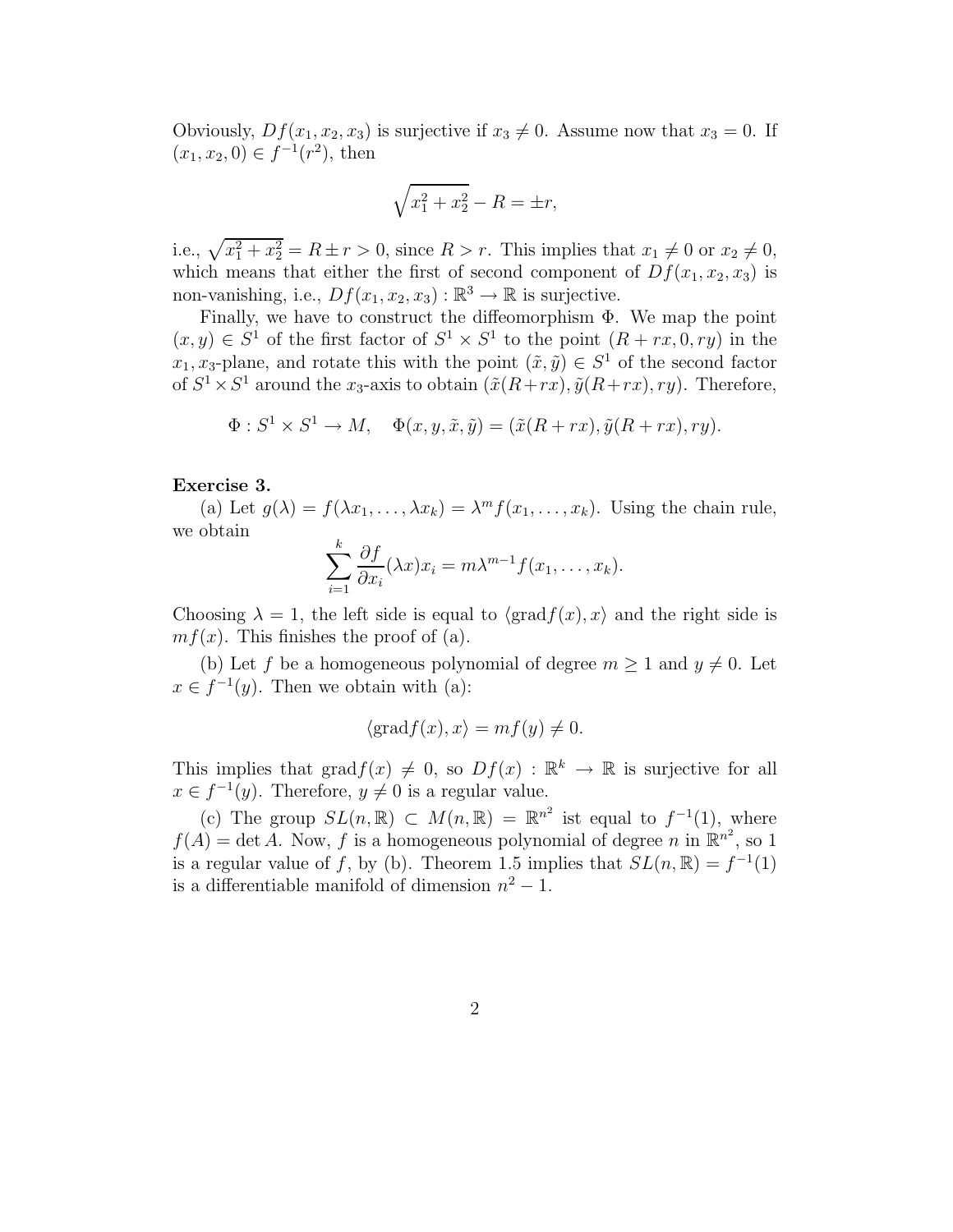Obviously, $Df(x_1, x_2, x_3)$ is surjective if $x_3 \neq 0$. Assume now that $x_3 = 0$. If $(x_1, x_2, 0) \in f^{-1}(r^2)$, then

$$\sqrt{x_1^2 + x_2^2} - R = \pm r,$$

i.e., $\sqrt{x_1^2 + x_2^2} = R \pm r > 0$, since $R > r$. This implies that $x_1 \neq 0$ or $x_2 \neq 0$, which means that either the first of second component of $Df(x_1, x_2, x_3)$ is non-vanishing, i.e., $Df(x_1, x_2, x_3) : \mathbb{R}^3 \to \mathbb{R}$ is surjective.

Finally, we have to construct the diffeomorphism $\Phi$. We map the point $(x, y) \in S^1$ of the first factor of $S^1 \times S^1$ to the point $(R + rx, 0, ry)$ in the $x_1, x_3$-plane, and rotate this with the point $(\tilde{x}, \tilde{y}) \in S^1$ of the second factor of $S^1 \times S^1$ around the $x_3$-axis to obtain $(\tilde{x}(R+rx), \tilde{y}(R+rx), ry)$. Therefore,

$$\Phi : S^1 \times S^1 \to M, \quad \Phi(x, y, \tilde{x}, \tilde{y}) = (\tilde{x}(R + rx), \tilde{y}(R + rx), ry).$$

**Exercise 3.**

(a) Let $g(\lambda) = f(\lambda x_1, \ldots, \lambda x_k) = \lambda^m f(x_1, \ldots, x_k)$. Using the chain rule, we obtain

$$\sum_{i=1}^{k} \frac{\partial f}{\partial x_i}(\lambda x) x_i = m\lambda^{m-1} f(x_1, \ldots, x_k).$$

Choosing $\lambda = 1$, the left side is equal to $\langle \text{grad} f(x), x \rangle$ and the right side is $mf(x)$. This finishes the proof of (a).

(b) Let $f$ be a homogeneous polynomial of degree $m \geq 1$ and $y \neq 0$. Let $x \in f^{-1}(y)$. Then we obtain with (a):

$$\langle \text{grad} f(x), x \rangle = mf(y) \neq 0.$$

This implies that $\text{grad} f(x) \neq 0$, so $Df(x) : \mathbb{R}^k \to \mathbb{R}$ is surjective for all $x \in f^{-1}(y)$. Therefore, $y \neq 0$ is a regular value.

(c) The group $SL(n, \mathbb{R}) \subset M(n, \mathbb{R}) = \mathbb{R}^{n^2}$ ist equal to $f^{-1}(1)$, where $f(A) = \det A$. Now, $f$ is a homogeneous polynomial of degree $n$ in $\mathbb{R}^{n^2}$, so 1 is a regular value of $f$, by (b). Theorem 1.5 implies that $SL(n, \mathbb{R}) = f^{-1}(1)$ is a differentiable manifold of dimension $n^2 - 1$.